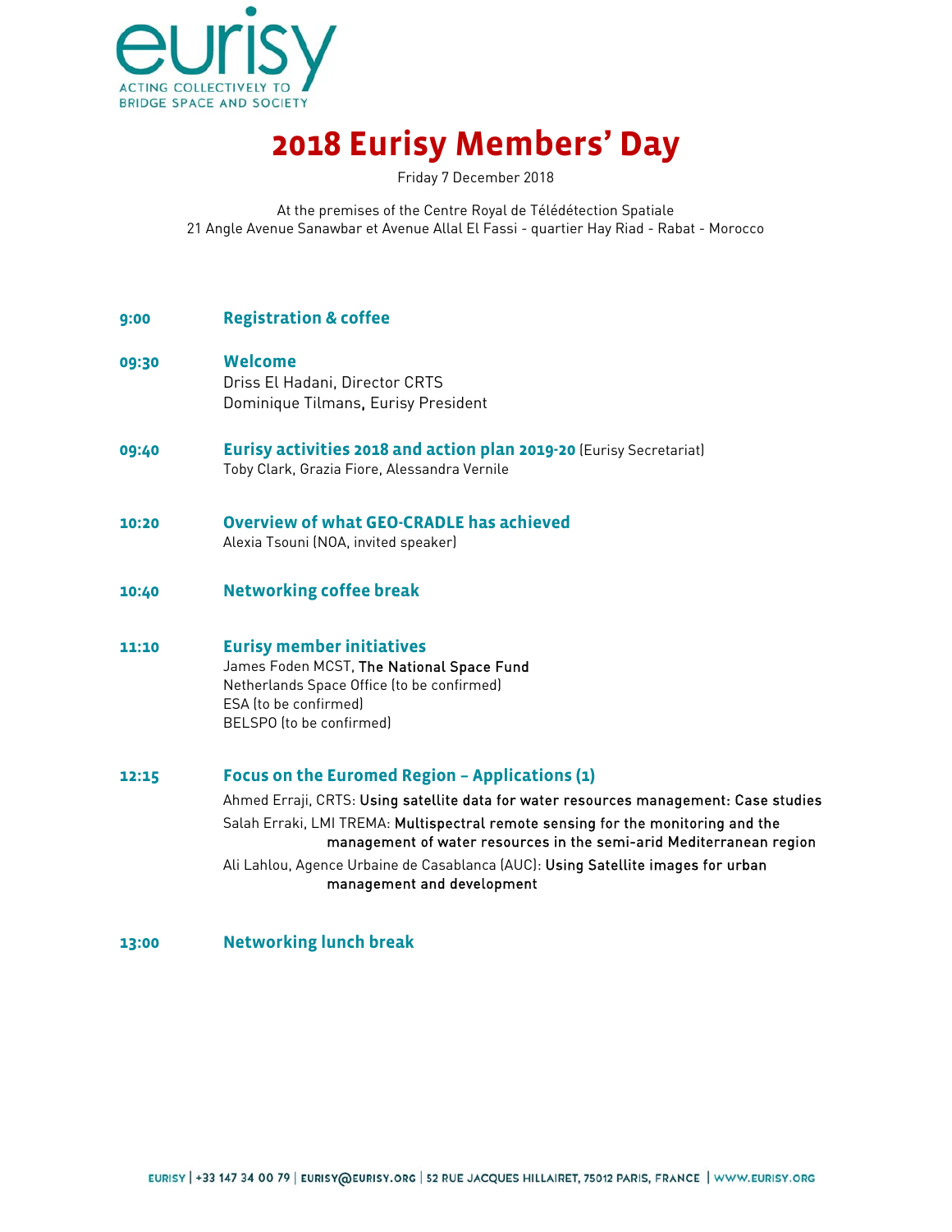eurisy

ACTING COLLECTIVELY TO BRIDGE SPACE AND SOCIETY

# 2018 Eurisy Members' Day

Friday 7 December 2018

At the premises of the Centre Royal de Télédétection Spatiale
21 Angle Avenue Sanawbar et Avenue Allal El Fassi - quartier Hay Riad - Rabat - Morocco

**9:00** **Registration & coffee**

**09:30** **Welcome**
Driss El Hadani, Director CRTS
Dominique Tilmans, Eurisy President

**09:40** **Eurisy activities 2018 and action plan 2019-20** (Eurisy Secretariat)
Toby Clark, Grazia Fiore, Alessandra Vernile

**10:20** **Overview of what GEO-CRADLE has achieved**
Alexia Tsouni (NOA, invited speaker)

**10:40** **Networking coffee break**

**11:10** **Eurisy member initiatives**
James Foden MCST, The National Space Fund
Netherlands Space Office (to be confirmed)
ESA (to be confirmed)
BELSPO (to be confirmed)

**12:15** **Focus on the Euromed Region – Applications (1)**
Ahmed Erraji, CRTS: Using satellite data for water resources management: Case studies
Salah Erraki, LMI TREMA: Multispectral remote sensing for the monitoring and the management of water resources in the semi-arid Mediterranean region
Ali Lahlou, Agence Urbaine de Casablanca (AUC): Using Satellite images for urban management and development

**13:00** **Networking lunch break**

EURISY | +33 147 34 00 79 | EURISY@EURISY.ORG | 52 RUE JACQUES HILLAIRET, 75012 PARIS, FRANCE | WWW.EURISY.ORG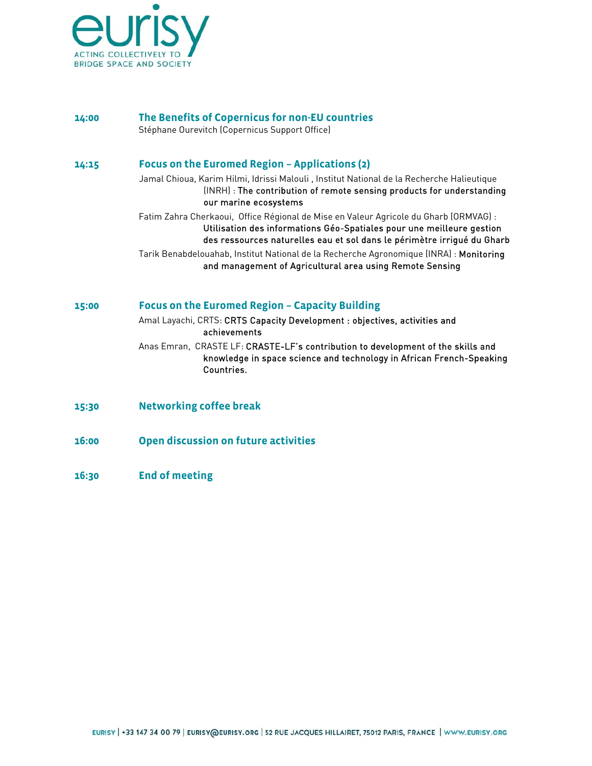**14:00** **The Benefits of Copernicus for non-EU countries**

Stéphane Ourevitch (Copernicus Support Office)

**14:15** **Focus on the Euromed Region – Applications (2)**

Jamal Chioua, Karim Hilmi, Idrissi Malouli , Institut National de la Recherche Halieutique (INRH) : The contribution of remote sensing products for understanding our marine ecosystems

Fatim Zahra Cherkaoui, Office Régional de Mise en Valeur Agricole du Gharb (ORMVAG) : Utilisation des informations Géo-Spatiales pour une meilleure gestion des ressources naturelles eau et sol dans le périmètre irrigué du Gharb

Tarik Benabdelouahab, Institut National de la Recherche Agronomique (INRA) : Monitoring and management of Agricultural area using Remote Sensing

**15:00** **Focus on the Euromed Region – Capacity Building**

Amal Layachi, CRTS: CRTS Capacity Development : objectives, activities and achievements

Anas Emran, CRASTE LF: CRASTE-LF's contribution to development of the skills and knowledge in space science and technology in African French-Speaking Countries.

**15:30** **Networking coffee break**

**16:00** **Open discussion on future activities**

**16:30** **End of meeting**